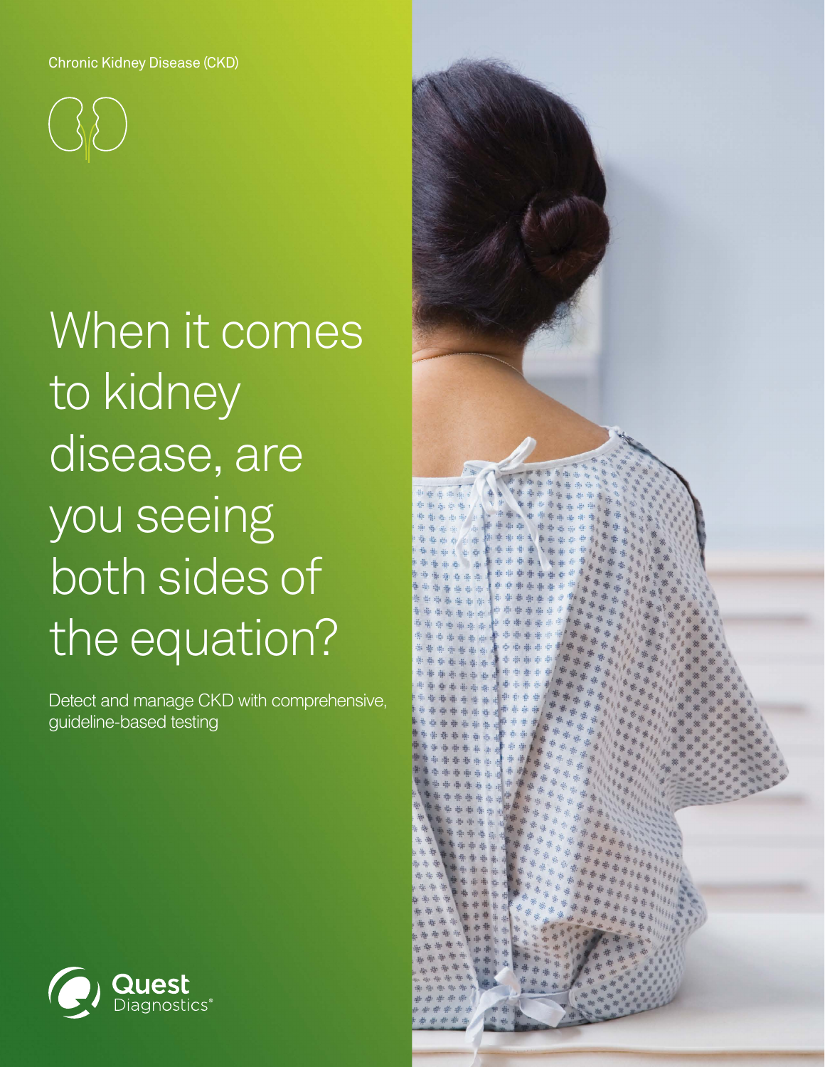Chronic Kidney Disease (CKD)

# When it comes to kidney disease, are you seeing both sides of the equation?

Detect and manage CKD with comprehensive, guideline-based testing

Quest Diagnostics®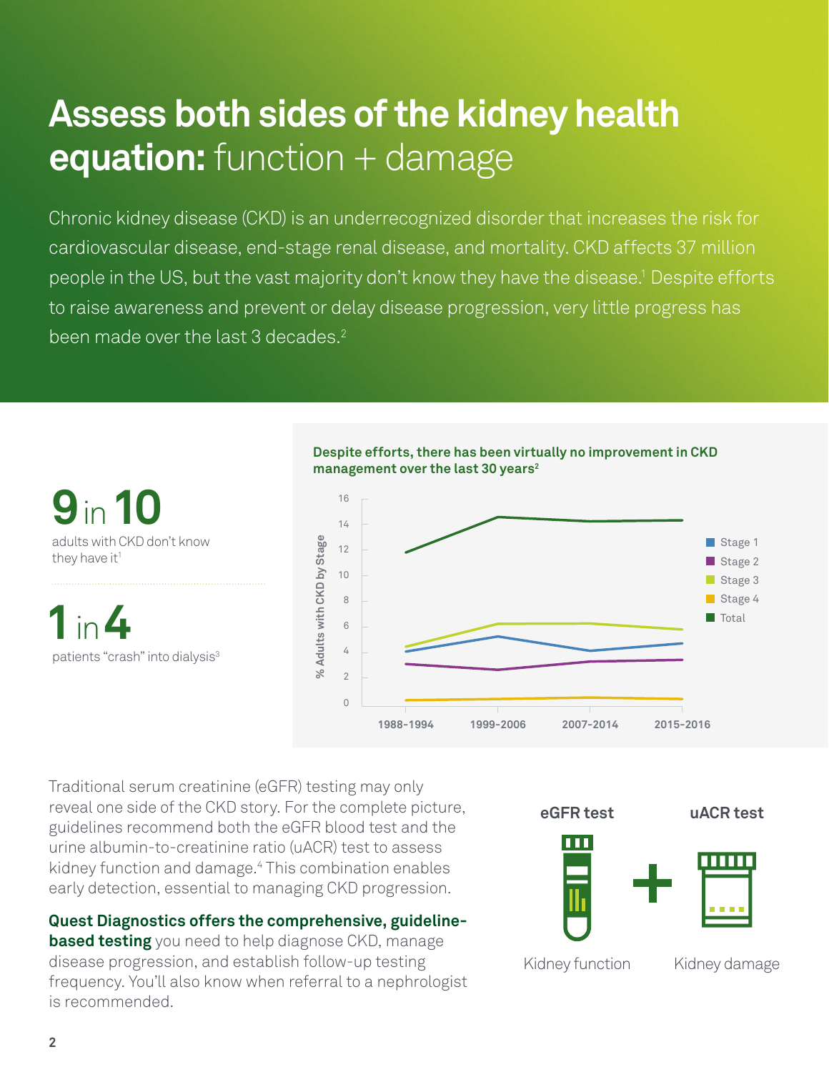# **Assess both sides of the kidney health equation:** function + damage

Chronic kidney disease (CKD) is an underrecognized disorder that increases the risk for cardiovascular disease, end-stage renal disease, and mortality. CKD affects 37 million people in the US, but the vast majority don't know they have the disease.[1] Despite efforts to raise awareness and prevent or delay disease progression, very little progress has been made over the last 3 decades.[2]

**9** in **10**
adults with CKD don't know they have it[1]

**1** in **4**
patients "crash" into dialysis[3]

**Despite efforts, there has been virtually no improvement in CKD management over the last 30 years[2]**

Traditional serum creatinine (eGFR) testing may only reveal one side of the CKD story. For the complete picture, guidelines recommend both the eGFR blood test and the urine albumin-to-creatinine ratio (uACR) test to assess kidney function and damage.[4] This combination enables early detection, essential to managing CKD progression.

**Quest Diagnostics offers the comprehensive, guideline-based testing** you need to help diagnose CKD, manage disease progression, and establish follow-up testing frequency. You'll also know when referral to a nephrologist is recommended.

**eGFR test** + **uACR test**

Kidney function + Kidney damage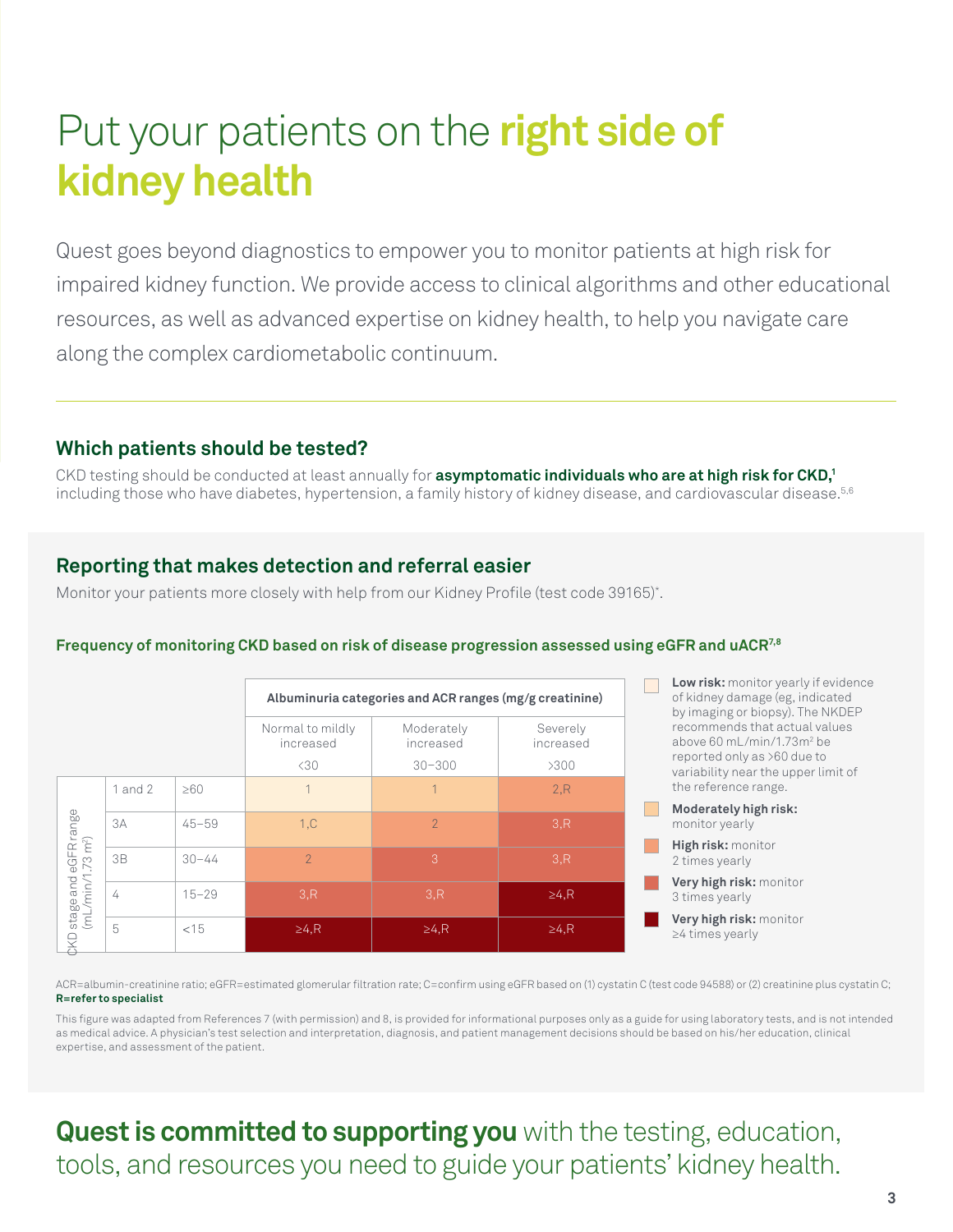# Put your patients on the **right side of kidney health**

Quest goes beyond diagnostics to empower you to monitor patients at high risk for impaired kidney function. We provide access to clinical algorithms and other educational resources, as well as advanced expertise on kidney health, to help you navigate care along the complex cardiometabolic continuum.

## Which patients should be tested?

CKD testing should be conducted at least annually for **asymptomatic individuals who are at high risk for CKD,**[1] including those who have diabetes, hypertension, a family history of kidney disease, and cardiovascular disease.[5,6]

## Reporting that makes detection and referral easier

Monitor your patients more closely with help from our Kidney Profile (test code 39165)*.

### Frequency of monitoring CKD based on risk of disease progression assessed using eGFR and uACR[7,8]

| CKD stage and eGFR range ($mL/min/1.73\ m^2$) | | Albuminuria categories and ACR ranges (mg/g creatinine) | | |
|---|---|---|---|---|
| | | Normal to mildly increased <30 | Moderately increased 30–300 | Severely increased >300 |
| 1 and 2 | ≥60 | 1 | 1 | 2,R |
| 3A | 45–59 | 1,C | 2 | 3,R |
| 3B | 30–44 | 2 | 3 | 3,R |
| 4 | 15–29 | 3,R | 3,R | ≥4,R |
| 5 | <15 | ≥4,R | ≥4,R | ≥4,R |

- **Low risk:** monitor yearly if evidence of kidney damage (eg, indicated by imaging or biopsy). The NKDEP recommends that actual values above 60 $mL/min/1.73m^2$ be reported only as >60 due to variability near the upper limit of the reference range.
- **Moderately high risk:** monitor yearly
- **High risk:** monitor 2 times yearly
- **Very high risk:** monitor 3 times yearly
- **Very high risk:** monitor ≥4 times yearly

ACR=albumin-creatinine ratio; eGFR=estimated glomerular filtration rate; C=confirm using eGFR based on (1) cystatin C (test code 94588) or (2) creatinine plus cystatin C; **R=refer to specialist**

This figure was adapted from References 7 (with permission) and 8, is provided for informational purposes only as a guide for using laboratory tests, and is not intended as medical advice. A physician's test selection and interpretation, diagnosis, and patient management decisions should be based on his/her education, clinical expertise, and assessment of the patient.

**Quest is committed to supporting you** with the testing, education, tools, and resources you need to guide your patients' kidney health.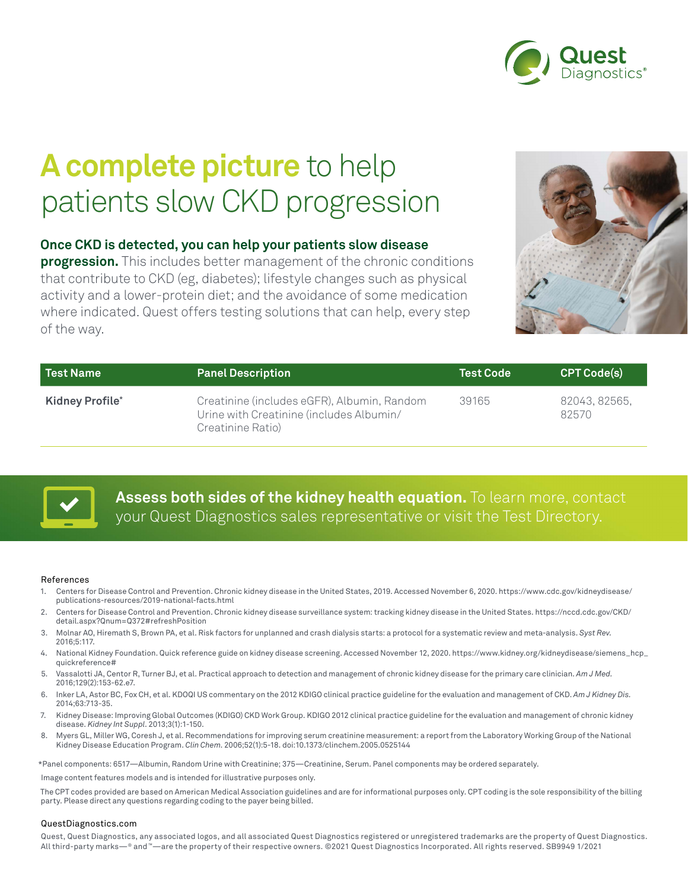# A complete picture to help patients slow CKD progression

**Once CKD is detected, you can help your patients slow disease progression.** This includes better management of the chronic conditions that contribute to CKD (eg, diabetes); lifestyle changes such as physical activity and a lower-protein diet; and the avoidance of some medication where indicated. Quest offers testing solutions that can help, every step of the way.

| Test Name | Panel Description | Test Code | CPT Code(s) |
|---|---|---|---|
| **Kidney Profile*** | Creatinine (includes eGFR), Albumin, Random Urine with Creatinine (includes Albumin/ Creatinine Ratio) | 39165 | 82043, 82565, 82570 |

**Assess both sides of the kidney health equation.** To learn more, contact your Quest Diagnostics sales representative or visit the Test Directory.

References

1. Centers for Disease Control and Prevention. Chronic kidney disease in the United States, 2019. Accessed November 6, 2020. https://www.cdc.gov/kidneydisease/publications-resources/2019-national-facts.html
2. Centers for Disease Control and Prevention. Chronic kidney disease surveillance system: tracking kidney disease in the United States. https://nccd.cdc.gov/CKD/detail.aspx?Qnum=Q372#refreshPosition
3. Molnar AO, Hiremath S, Brown PA, et al. Risk factors for unplanned and crash dialysis starts: a protocol for a systematic review and meta-analysis. *Syst Rev.* 2016;5:117.
4. National Kidney Foundation. Quick reference guide on kidney disease screening. Accessed November 12, 2020. https://www.kidney.org/kidneydisease/siemens_hcp_quickreference#
5. Vassalotti JA, Centor R, Turner BJ, et al. Practical approach to detection and management of chronic kidney disease for the primary care clinician. *Am J Med.* 2016;129(2):153-62.e7.
6. Inker LA, Astor BC, Fox CH, et al. KDOQI US commentary on the 2012 KDIGO clinical practice guideline for the evaluation and management of CKD. *Am J Kidney Dis.* 2014;63:713-35.
7. Kidney Disease: Improving Global Outcomes (KDIGO) CKD Work Group. KDIGO 2012 clinical practice guideline for the evaluation and management of chronic kidney disease. *Kidney Int Suppl.* 2013;3(1):1-150.
8. Myers GL, Miller WG, Coresh J, et al. Recommendations for improving serum creatinine measurement: a report from the Laboratory Working Group of the National Kidney Disease Education Program. *Clin Chem.* 2006;52(1):5-18. doi:10.1373/clinchem.2005.0525144

*Panel components: 6517—Albumin, Random Urine with Creatinine; 375—Creatinine, Serum. Panel components may be ordered separately.

Image content features models and is intended for illustrative purposes only.

The CPT codes provided are based on American Medical Association guidelines and are for informational purposes only. CPT coding is the sole responsibility of the billing party. Please direct any questions regarding coding to the payer being billed.

QuestDiagnostics.com

Quest, Quest Diagnostics, any associated logos, and all associated Quest Diagnostics registered or unregistered trademarks are the property of Quest Diagnostics. All third-party marks—® and ™—are the property of their respective owners. ©2021 Quest Diagnostics Incorporated. All rights reserved. SB9949 1/2021